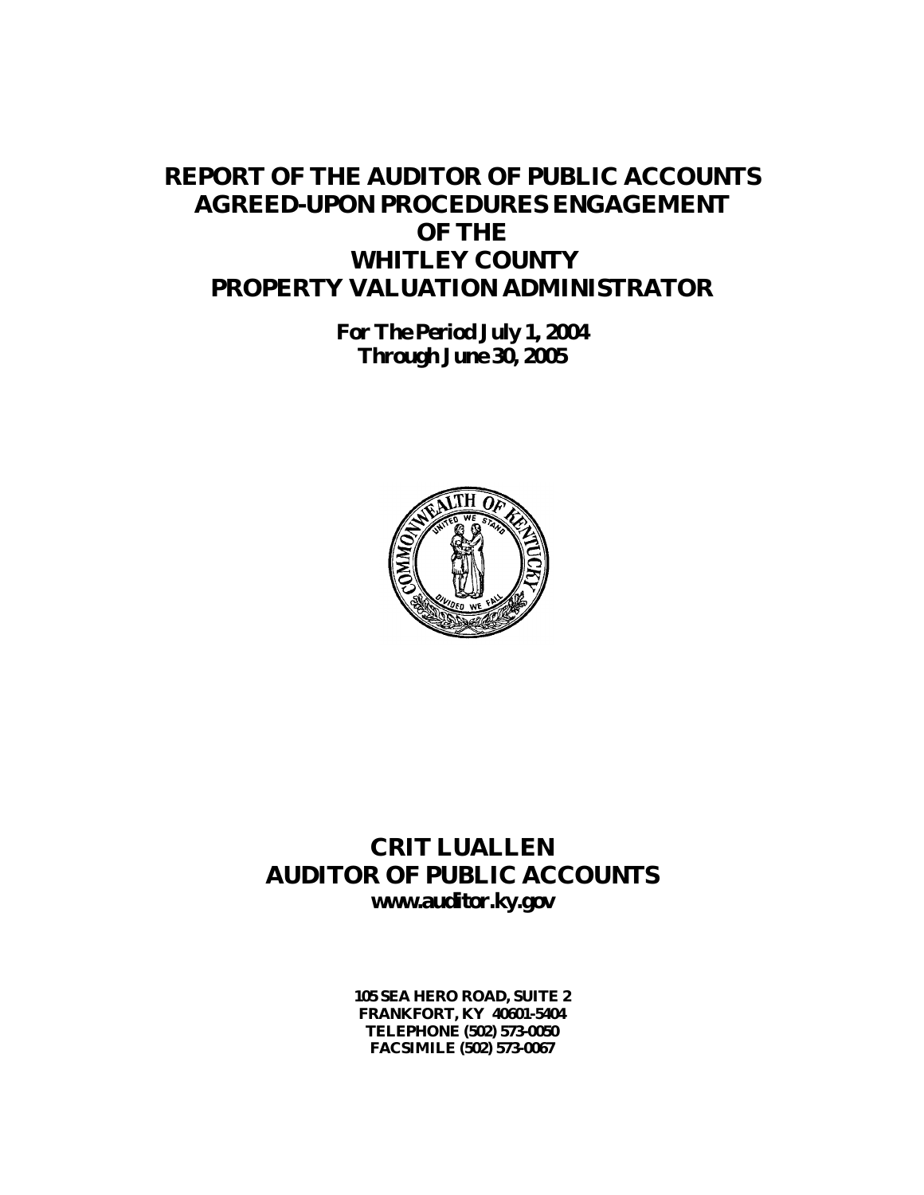# REPORT OF THE AUDITOR OF PUBLIC ACCOUNTS AGREED-UPON PROCEDURES ENGAGEMENT OF THE WHITLEY COUNTY PROPERTY VALUATION ADMINISTRATOR

***For The Period July 1, 2004 Through June 30, 2005***

## CRIT LUALLEN
## AUDITOR OF PUBLIC ACCOUNTS

**www.auditor.ky.gov**

**105 SEA HERO ROAD, SUITE 2**
**FRANKFORT, KY 40601-5404**
**TELEPHONE (502) 573-0050**
**FACSIMILE (502) 573-0067**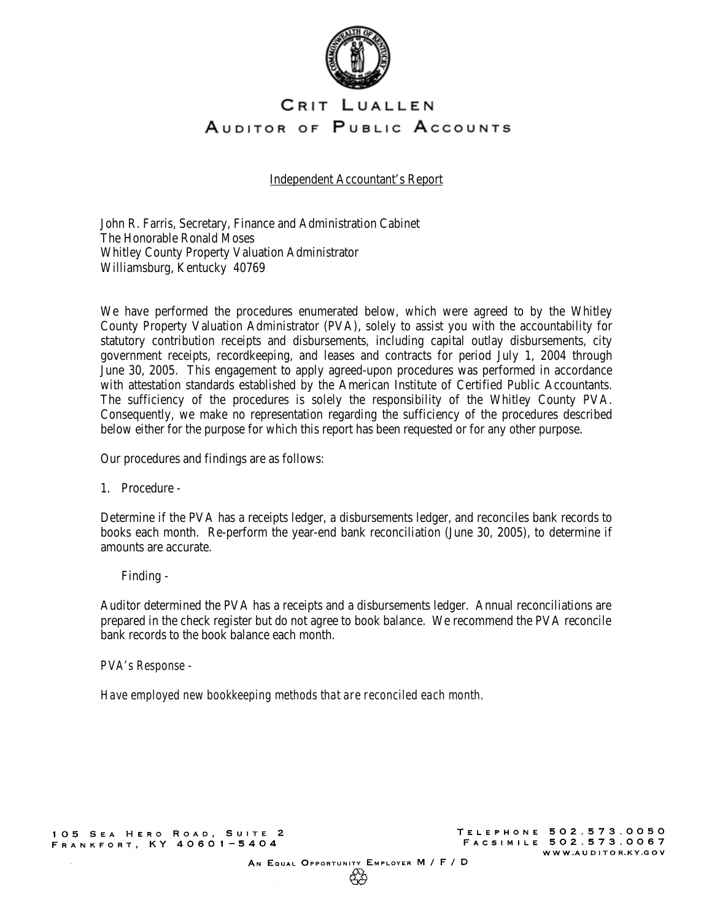# CRIT LUALLEN
## AUDITOR OF PUBLIC ACCOUNTS

Independent Accountant's Report

John R. Farris, Secretary, Finance and Administration Cabinet
The Honorable Ronald Moses
Whitley County Property Valuation Administrator
Williamsburg, Kentucky 40769

We have performed the procedures enumerated below, which were agreed to by the Whitley County Property Valuation Administrator (PVA), solely to assist you with the accountability for statutory contribution receipts and disbursements, including capital outlay disbursements, city government receipts, recordkeeping, and leases and contracts for period July 1, 2004 through June 30, 2005. This engagement to apply agreed-upon procedures was performed in accordance with attestation standards established by the American Institute of Certified Public Accountants. The sufficiency of the procedures is solely the responsibility of the Whitley County PVA. Consequently, we make no representation regarding the sufficiency of the procedures described below either for the purpose for which this report has been requested or for any other purpose.

Our procedures and findings are as follows:

1. Procedure -

Determine if the PVA has a receipts ledger, a disbursements ledger, and reconciles bank records to books each month. Re-perform the year-end bank reconciliation (June 30, 2005), to determine if amounts are accurate.

Finding -

Auditor determined the PVA has a receipts and a disbursements ledger. Annual reconciliations are prepared in the check register but do not agree to book balance. We recommend the PVA reconcile bank records to the book balance each month.

*PVA's Response -*

*Have employed new bookkeeping methods that are reconciled each month.*

105 Sea Hero Road, Suite 2
Frankfort, KY 40601-5404

Telephone 502.573.0050
Facsimile 502.573.0067
www.auditor.ky.gov

An Equal Opportunity Employer M / F / D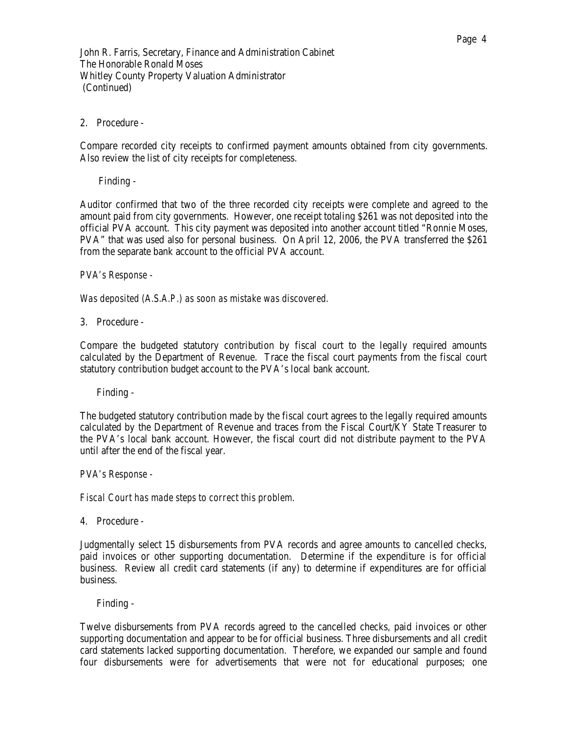John R. Farris, Secretary, Finance and Administration Cabinet
The Honorable Ronald Moses
Whitley County Property Valuation Administrator
(Continued)

2. Procedure -

Compare recorded city receipts to confirmed payment amounts obtained from city governments. Also review the list of city receipts for completeness.

Finding -

Auditor confirmed that two of the three recorded city receipts were complete and agreed to the amount paid from city governments. However, one receipt totaling $261 was not deposited into the official PVA account. This city payment was deposited into another account titled "Ronnie Moses, PVA" that was used also for personal business. On April 12, 2006, the PVA transferred the $261 from the separate bank account to the official PVA account.

*PVA's Response -*

*Was deposited (A.S.A.P.) as soon as mistake was discovered.*

3. Procedure -

Compare the budgeted statutory contribution by fiscal court to the legally required amounts calculated by the Department of Revenue. Trace the fiscal court payments from the fiscal court statutory contribution budget account to the PVA's local bank account.

Finding -

The budgeted statutory contribution made by the fiscal court agrees to the legally required amounts calculated by the Department of Revenue and traces from the Fiscal Court/KY State Treasurer to the PVA's local bank account. However, the fiscal court did not distribute payment to the PVA until after the end of the fiscal year.

*PVA's Response -*

*Fiscal Court has made steps to correct this problem.*

4. Procedure -

Judgmentally select 15 disbursements from PVA records and agree amounts to cancelled checks, paid invoices or other supporting documentation. Determine if the expenditure is for official business. Review all credit card statements (if any) to determine if expenditures are for official business.

Finding -

Twelve disbursements from PVA records agreed to the cancelled checks, paid invoices or other supporting documentation and appear to be for official business. Three disbursements and all credit card statements lacked supporting documentation. Therefore, we expanded our sample and found four disbursements were for advertisements that were not for educational purposes; one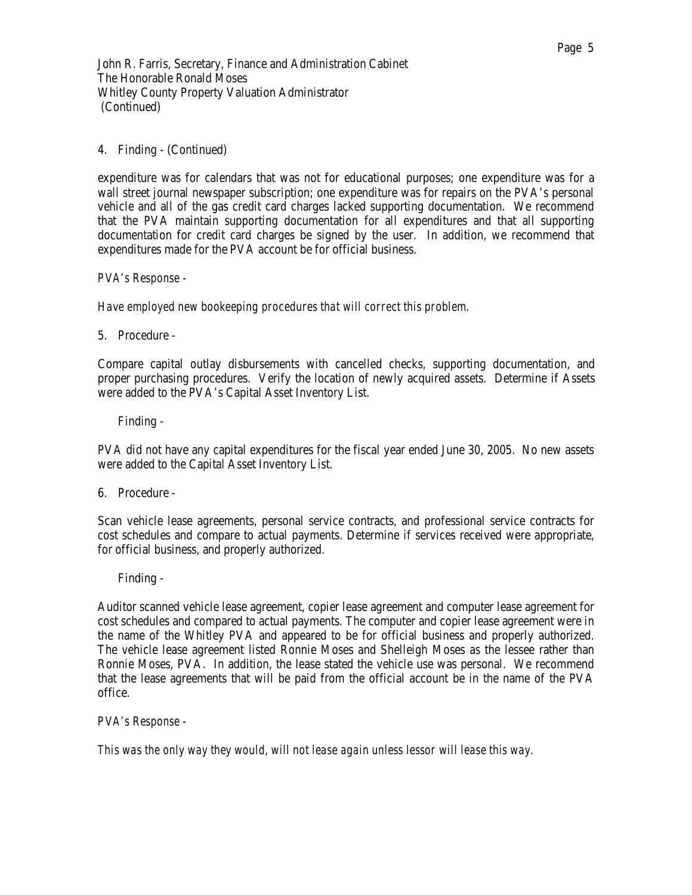John R. Farris, Secretary, Finance and Administration Cabinet
The Honorable Ronald Moses
Whitley County Property Valuation Administrator
(Continued)

4. Finding - (Continued)

expenditure was for calendars that was not for educational purposes; one expenditure was for a wall street journal newspaper subscription; one expenditure was for repairs on the PVA's personal vehicle and all of the gas credit card charges lacked supporting documentation. We recommend that the PVA maintain supporting documentation for all expenditures and that all supporting documentation for credit card charges be signed by the user. In addition, we recommend that expenditures made for the PVA account be for official business.

*PVA's Response -*

*Have employed new bookeeping procedures that will correct this problem.*

5. Procedure -

Compare capital outlay disbursements with cancelled checks, supporting documentation, and proper purchasing procedures. Verify the location of newly acquired assets. Determine if Assets were added to the PVA's Capital Asset Inventory List.

Finding -

PVA did not have any capital expenditures for the fiscal year ended June 30, 2005. No new assets were added to the Capital Asset Inventory List.

6. Procedure -

Scan vehicle lease agreements, personal service contracts, and professional service contracts for cost schedules and compare to actual payments. Determine if services received were appropriate, for official business, and properly authorized.

Finding -

Auditor scanned vehicle lease agreement, copier lease agreement and computer lease agreement for cost schedules and compared to actual payments. The computer and copier lease agreement were in the name of the Whitley PVA and appeared to be for official business and properly authorized. The vehicle lease agreement listed Ronnie Moses and Shelleigh Moses as the lessee rather than Ronnie Moses, PVA. In addition, the lease stated the vehicle use was personal. We recommend that the lease agreements that will be paid from the official account be in the name of the PVA office.

*PVA's Response -*

*This was the only way they would, will not lease again unless lessor will lease this way.*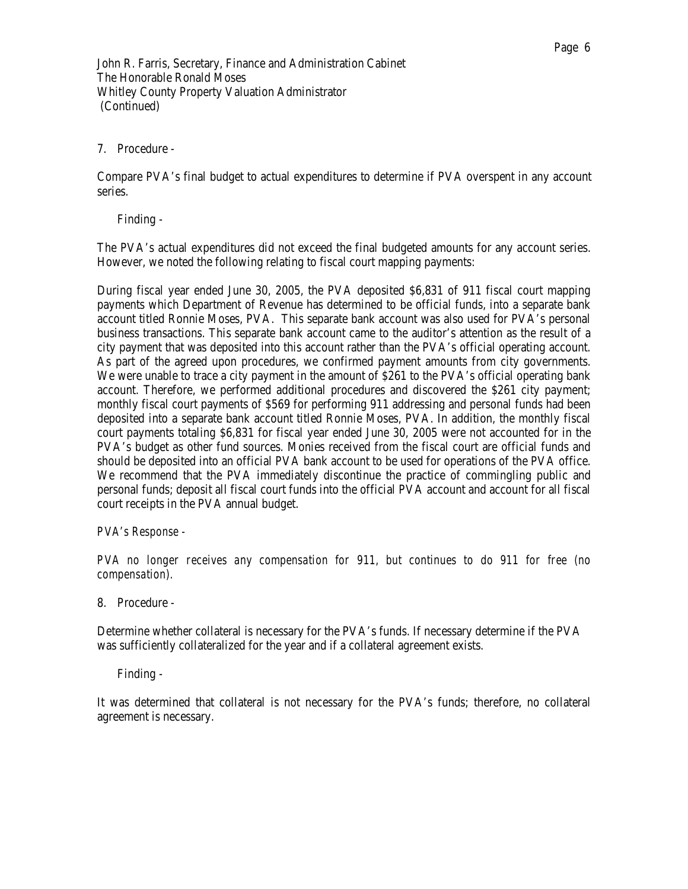John R. Farris, Secretary, Finance and Administration Cabinet
The Honorable Ronald Moses
Whitley County Property Valuation Administrator
(Continued)

7. Procedure -

Compare PVA's final budget to actual expenditures to determine if PVA overspent in any account series.

Finding -

The PVA's actual expenditures did not exceed the final budgeted amounts for any account series. However, we noted the following relating to fiscal court mapping payments:

During fiscal year ended June 30, 2005, the PVA deposited $6,831 of 911 fiscal court mapping payments which Department of Revenue has determined to be official funds, into a separate bank account titled Ronnie Moses, PVA. This separate bank account was also used for PVA's personal business transactions. This separate bank account came to the auditor's attention as the result of a city payment that was deposited into this account rather than the PVA's official operating account. As part of the agreed upon procedures, we confirmed payment amounts from city governments. We were unable to trace a city payment in the amount of $261 to the PVA's official operating bank account. Therefore, we performed additional procedures and discovered the $261 city payment; monthly fiscal court payments of $569 for performing 911 addressing and personal funds had been deposited into a separate bank account titled Ronnie Moses, PVA. In addition, the monthly fiscal court payments totaling $6,831 for fiscal year ended June 30, 2005 were not accounted for in the PVA's budget as other fund sources. Monies received from the fiscal court are official funds and should be deposited into an official PVA bank account to be used for operations of the PVA office. We recommend that the PVA immediately discontinue the practice of commingling public and personal funds; deposit all fiscal court funds into the official PVA account and account for all fiscal court receipts in the PVA annual budget.

*PVA's Response -*

*PVA no longer receives any compensation for 911, but continues to do 911 for free (no compensation).*

8. Procedure -

Determine whether collateral is necessary for the PVA's funds. If necessary determine if the PVA was sufficiently collateralized for the year and if a collateral agreement exists.

Finding -

It was determined that collateral is not necessary for the PVA's funds; therefore, no collateral agreement is necessary.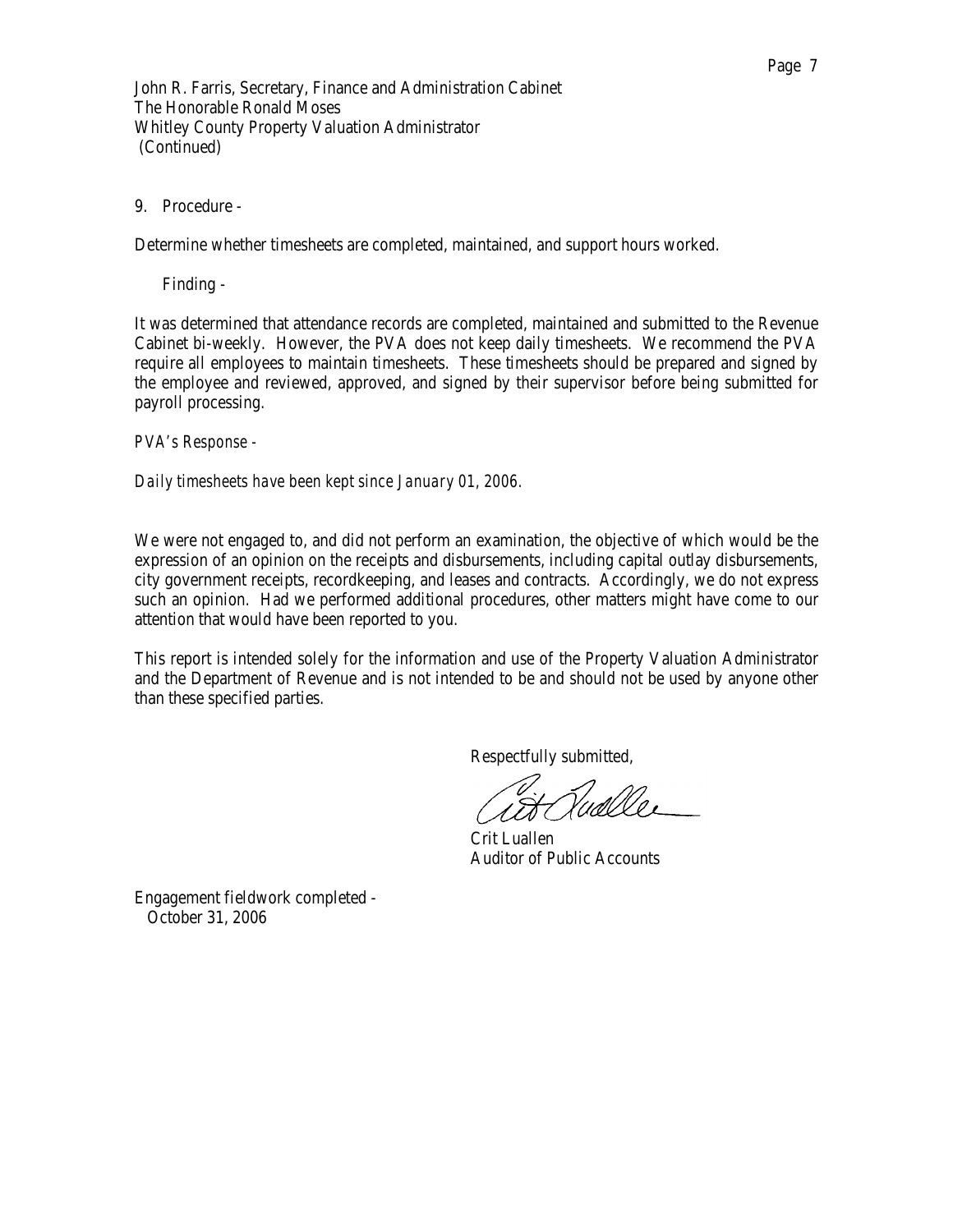John R. Farris, Secretary, Finance and Administration Cabinet
The Honorable Ronald Moses
Whitley County Property Valuation Administrator
(Continued)

9. Procedure -

Determine whether timesheets are completed, maintained, and support hours worked.

Finding -

It was determined that attendance records are completed, maintained and submitted to the Revenue Cabinet bi-weekly. However, the PVA does not keep daily timesheets. We recommend the PVA require all employees to maintain timesheets. These timesheets should be prepared and signed by the employee and reviewed, approved, and signed by their supervisor before being submitted for payroll processing.

*PVA's Response -*

*Daily timesheets have been kept since January 01, 2006.*

We were not engaged to, and did not perform an examination, the objective of which would be the expression of an opinion on the receipts and disbursements, including capital outlay disbursements, city government receipts, recordkeeping, and leases and contracts. Accordingly, we do not express such an opinion. Had we performed additional procedures, other matters might have come to our attention that would have been reported to you.

This report is intended solely for the information and use of the Property Valuation Administrator and the Department of Revenue and is not intended to be and should not be used by anyone other than these specified parties.

Respectfully submitted,

Crit Luallen
Auditor of Public Accounts

Engagement fieldwork completed -
October 31, 2006